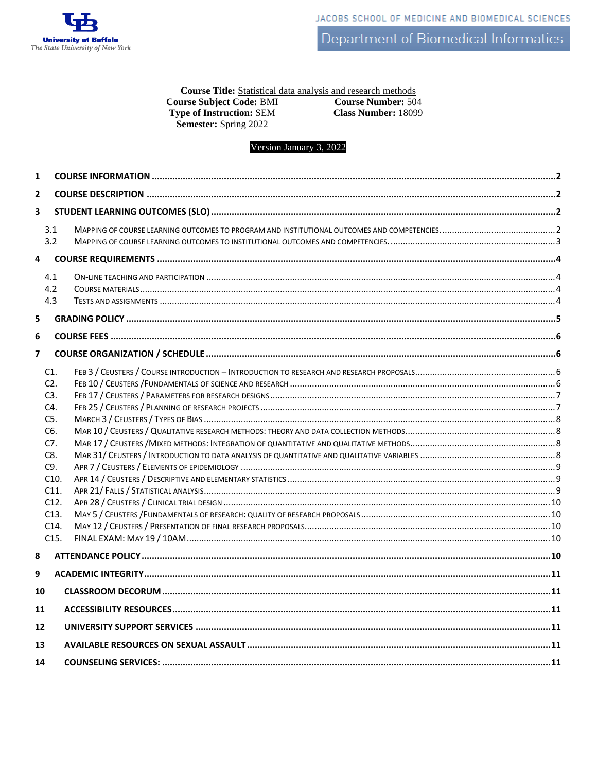University at Buffalo
The State University of New York

JACOBS SCHOOL OF MEDICINE AND BIOMEDICAL SCIENCES

Department of Biomedical Informatics

**Course Title:** Statistical data analysis and research methods
**Course Subject Code:** BMI **Course Number:** 504
**Type of Instruction:** SEM **Class Number:** 18099
**Semester:** Spring 2022

Version January 3, 2022

- **1 COURSE INFORMATION** ..... 2
- **2 COURSE DESCRIPTION** ..... 2
- **3 STUDENT LEARNING OUTCOMES (SLO)** ..... 2
  - 3.1 Mapping of course learning outcomes to program and institutional outcomes and competencies. ..... 2
  - 3.2 Mapping of course learning outcomes to institutional outcomes and competencies. ..... 3
- **4 COURSE REQUIREMENTS** ..... 4
  - 4.1 On-line teaching and participation ..... 4
  - 4.2 Course materials ..... 4
  - 4.3 Tests and assignments ..... 4
- **5 GRADING POLICY** ..... 5
- **6 COURSE FEES** ..... 6
- **7 COURSE ORGANIZATION / SCHEDULE** ..... 6
  - C1. Feb 3 / Ceusters / Course introduction – Introduction to research and research proposals ..... 6
  - C2. Feb 10 / Ceusters /Fundamentals of science and research ..... 6
  - C3. Feb 17 / Ceusters / Parameters for research designs ..... 7
  - C4. Feb 25 / Ceusters / Planning of research projects ..... 7
  - C5. March 3 / Ceusters / Types of Bias ..... 8
  - C6. Mar 10 / Ceusters / Qualitative research methods: theory and data collection methods ..... 8
  - C7. Mar 17 / Ceusters /Mixed methods: Integration of quantitative and qualitative methods ..... 8
  - C8. Mar 31/ Ceusters / Introduction to data analysis of quantitative and qualitative variables ..... 8
  - C9. Apr 7 / Ceusters / Elements of epidemiology ..... 9
  - C10. Apr 14 / Ceusters / Descriptive and elementary statistics ..... 9
  - C11. Apr 21/ Falls / Statistical analysis ..... 9
  - C12. Apr 28 / Ceusters / Clinical trial design ..... 10
  - C13. May 5 / Ceusters /Fundamentals of research: quality of research proposals ..... 10
  - C14. May 12 / Ceusters / Presentation of final research proposals ..... 10
  - C15. FINAL EXAM: May 19 / 10AM ..... 10
- **8 ATTENDANCE POLICY** ..... 10
- **9 ACADEMIC INTEGRITY** ..... 11
- **10 CLASSROOM DECORUM** ..... 11
- **11 ACCESSIBILITY RESOURCES** ..... 11
- **12 UNIVERSITY SUPPORT SERVICES** ..... 11
- **13 AVAILABLE RESOURCES ON SEXUAL ASSAULT** ..... 11
- **14 COUNSELING SERVICES:** ..... 11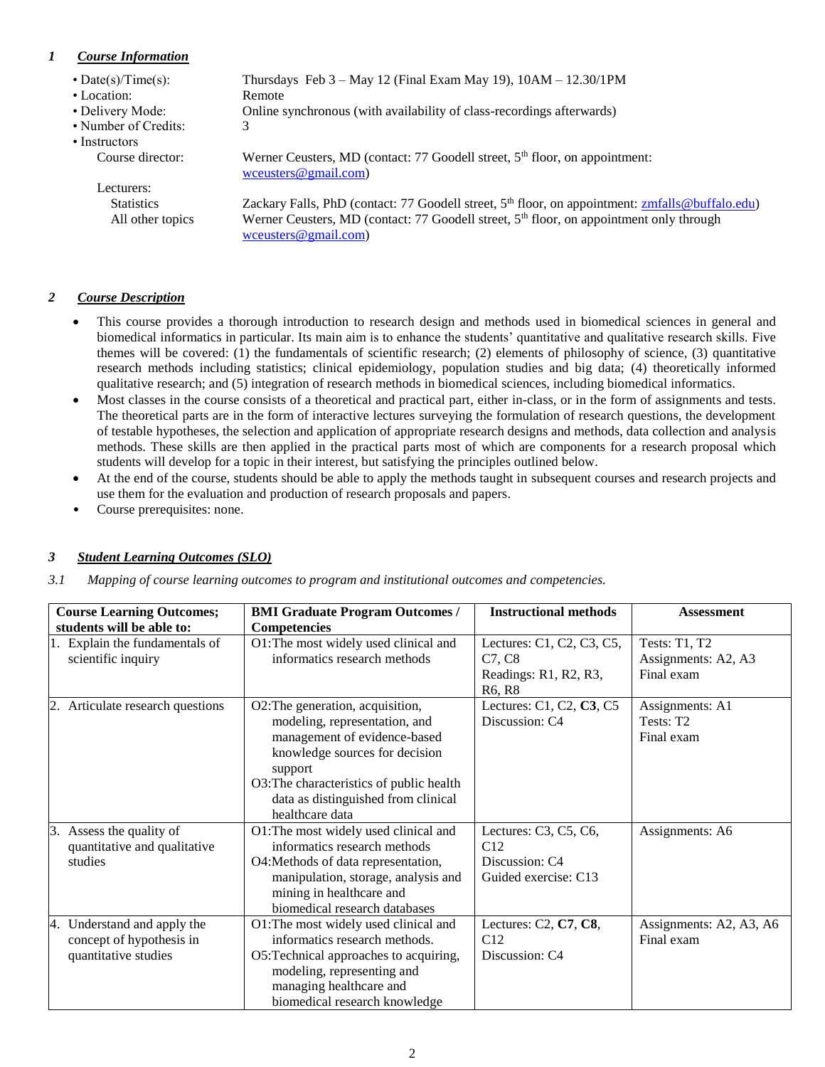## 1 *Course Information*

- Date(s)/Time(s): Thursdays Feb 3 – May 12 (Final Exam May 19), 10AM – 12.30/1PM
- Location: Remote
- Delivery Mode: Online synchronous (with availability of class-recordings afterwards)
- Number of Credits: 3
- Instructors
  - Course director: Werner Ceusters, MD (contact: 77 Goodell street, 5th floor, on appointment: wceusters@gmail.com)
  - Lecturers:
    - Statistics: Zackary Falls, PhD (contact: 77 Goodell street, 5th floor, on appointment: zmfalls@buffalo.edu)
    - All other topics: Werner Ceusters, MD (contact: 77 Goodell street, 5th floor, on appointment only through wceusters@gmail.com)

## 2 *Course Description*

- This course provides a thorough introduction to research design and methods used in biomedical sciences in general and biomedical informatics in particular. Its main aim is to enhance the students' quantitative and qualitative research skills. Five themes will be covered: (1) the fundamentals of scientific research; (2) elements of philosophy of science, (3) quantitative research methods including statistics; clinical epidemiology, population studies and big data; (4) theoretically informed qualitative research; and (5) integration of research methods in biomedical sciences, including biomedical informatics.
- Most classes in the course consists of a theoretical and practical part, either in-class, or in the form of assignments and tests. The theoretical parts are in the form of interactive lectures surveying the formulation of research questions, the development of testable hypotheses, the selection and application of appropriate research designs and methods, data collection and analysis methods. These skills are then applied in the practical parts most of which are components for a research proposal which students will develop for a topic in their interest, but satisfying the principles outlined below.
- At the end of the course, students should be able to apply the methods taught in subsequent courses and research projects and use them for the evaluation and production of research proposals and papers.
- Course prerequisites: none.

## 3 *Student Learning Outcomes (SLO)*

*3.1 Mapping of course learning outcomes to program and institutional outcomes and competencies.*

| Course Learning Outcomes; students will be able to: | BMI Graduate Program Outcomes / Competencies | Instructional methods | Assessment |
|---|---|---|---|
| 1. Explain the fundamentals of scientific inquiry | O1: The most widely used clinical and informatics research methods | Lectures: C1, C2, C3, C5, C7, C8<br>Readings: R1, R2, R3, R6, R8 | Tests: T1, T2<br>Assignments: A2, A3<br>Final exam |
| 2. Articulate research questions | O2: The generation, acquisition, modeling, representation, and management of evidence-based knowledge sources for decision support<br>O3: The characteristics of public health data as distinguished from clinical healthcare data | Lectures: C1, C2, **C3**, C5<br>Discussion: C4 | Assignments: A1<br>Tests: T2<br>Final exam |
| 3. Assess the quality of quantitative and qualitative studies | O1: The most widely used clinical and informatics research methods<br>O4: Methods of data representation, manipulation, storage, analysis and mining in healthcare and biomedical research databases | Lectures: C3, C5, C6, C12<br>Discussion: C4<br>Guided exercise: C13 | Assignments: A6 |
| 4. Understand and apply the concept of hypothesis in quantitative studies | O1: The most widely used clinical and informatics research methods.<br>O5: Technical approaches to acquiring, modeling, representing and managing healthcare and biomedical research knowledge | Lectures: C2, **C7**, **C8**, C12<br>Discussion: C4 | Assignments: A2, A3, A6<br>Final exam |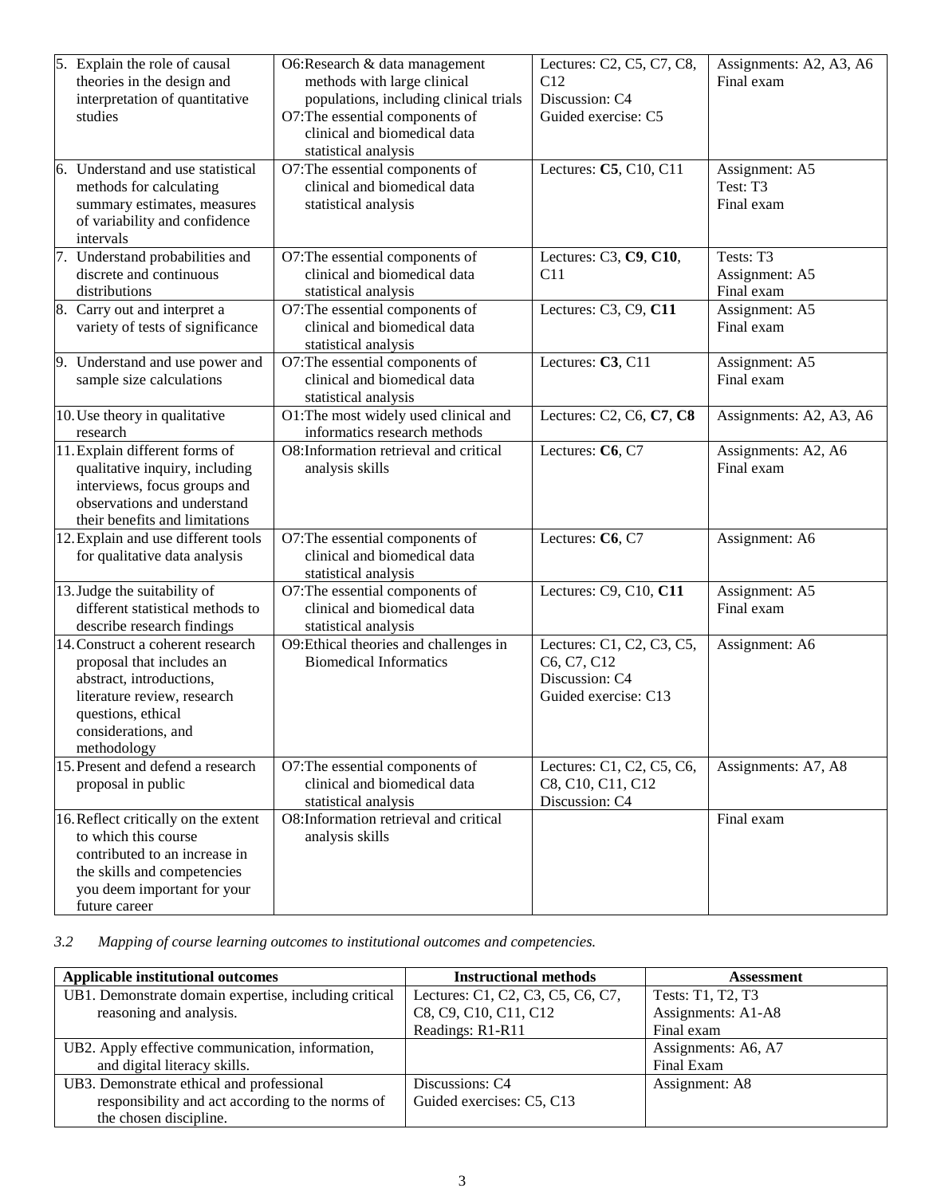| | | | |
|---|---|---|---|
| 5. Explain the role of causal theories in the design and interpretation of quantitative studies | O6:Research & data management methods with large clinical populations, including clinical trials<br>O7:The essential components of clinical and biomedical data statistical analysis | Lectures: C2, C5, C7, C8, C12<br>Discussion: C4<br>Guided exercise: C5 | Assignments: A2, A3, A6<br>Final exam |
| 6. Understand and use statistical methods for calculating summary estimates, measures of variability and confidence intervals | O7:The essential components of clinical and biomedical data statistical analysis | Lectures: **C5**, C10, C11 | Assignment: A5<br>Test: T3<br>Final exam |
| 7. Understand probabilities and discrete and continuous distributions | O7:The essential components of clinical and biomedical data statistical analysis | Lectures: C3, **C9**, **C10**, C11 | Tests: T3<br>Assignment: A5<br>Final exam |
| 8. Carry out and interpret a variety of tests of significance | O7:The essential components of clinical and biomedical data statistical analysis | Lectures: C3, C9, **C11** | Assignment: A5<br>Final exam |
| 9. Understand and use power and sample size calculations | O7:The essential components of clinical and biomedical data statistical analysis | Lectures: **C3**, C11 | Assignment: A5<br>Final exam |
| 10. Use theory in qualitative research | O1:The most widely used clinical and informatics research methods | Lectures: C2, C6, **C7**, **C8** | Assignments: A2, A3, A6 |
| 11. Explain different forms of qualitative inquiry, including interviews, focus groups and observations and understand their benefits and limitations | O8:Information retrieval and critical analysis skills | Lectures: **C6**, C7 | Assignments: A2, A6<br>Final exam |
| 12. Explain and use different tools for qualitative data analysis | O7:The essential components of clinical and biomedical data statistical analysis | Lectures: **C6**, C7 | Assignment: A6 |
| 13. Judge the suitability of different statistical methods to describe research findings | O7:The essential components of clinical and biomedical data statistical analysis | Lectures: C9, C10, **C11** | Assignment: A5<br>Final exam |
| 14. Construct a coherent research proposal that includes an abstract, introductions, literature review, research questions, ethical considerations, and methodology | O9:Ethical theories and challenges in Biomedical Informatics | Lectures: C1, C2, C3, C5, C6, C7, C12<br>Discussion: C4<br>Guided exercise: C13 | Assignment: A6 |
| 15. Present and defend a research proposal in public | O7:The essential components of clinical and biomedical data statistical analysis | Lectures: C1, C2, C5, C6, C8, C10, C11, C12<br>Discussion: C4 | Assignments: A7, A8 |
| 16. Reflect critically on the extent to which this course contributed to an increase in the skills and competencies you deem important for your future career | O8:Information retrieval and critical analysis skills | | Final exam |

*3.2 Mapping of course learning outcomes to institutional outcomes and competencies.*

| Applicable institutional outcomes | Instructional methods | Assessment |
|---|---|---|
| UB1. Demonstrate domain expertise, including critical reasoning and analysis. | Lectures: C1, C2, C3, C5, C6, C7, C8, C9, C10, C11, C12<br>Readings: R1-R11 | Tests: T1, T2, T3<br>Assignments: A1-A8<br>Final exam |
| UB2. Apply effective communication, information, and digital literacy skills. | | Assignments: A6, A7<br>Final Exam |
| UB3. Demonstrate ethical and professional responsibility and act according to the norms of the chosen discipline. | Discussions: C4<br>Guided exercises: C5, C13 | Assignment: A8 |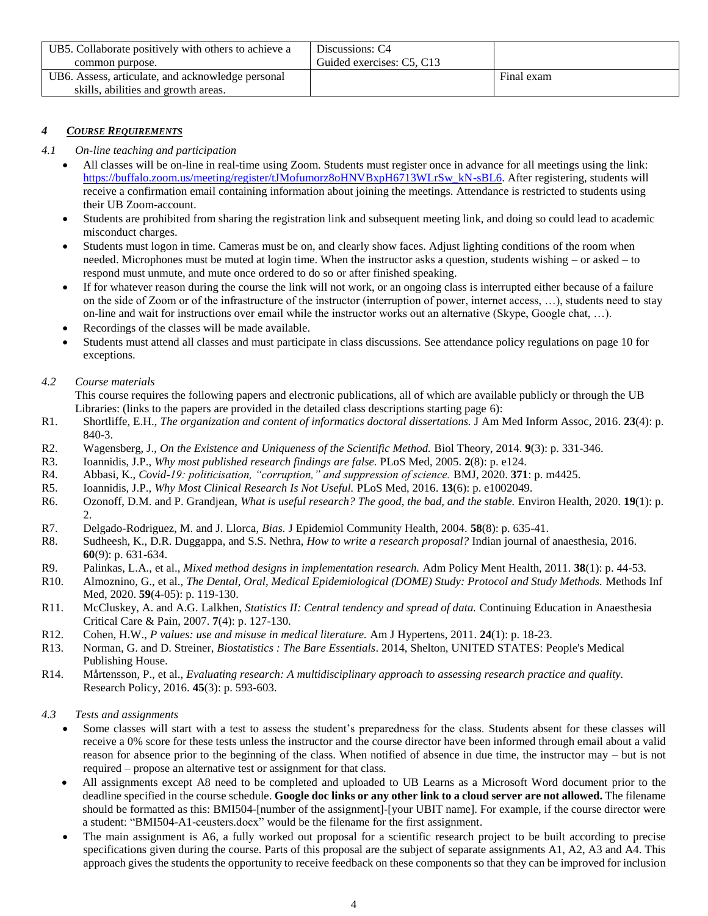| UB5. Collaborate positively with others to achieve a common purpose. | Discussions: C4<br>Guided exercises: C5, C13 | |
|---|---|---|
| UB6. Assess, articulate, and acknowledge personal skills, abilities and growth areas. | | Final exam |

## 4 *Course Requirements*

### 4.1 *On-line teaching and participation*

- All classes will be on-line in real-time using Zoom. Students must register once in advance for all meetings using the link: https://buffalo.zoom.us/meeting/register/tJMofumorz8oHNVBxpH6713WLrSw_kN-sBL6. After registering, students will receive a confirmation email containing information about joining the meetings. Attendance is restricted to students using their UB Zoom-account.
- Students are prohibited from sharing the registration link and subsequent meeting link, and doing so could lead to academic misconduct charges.
- Students must logon in time. Cameras must be on, and clearly show faces. Adjust lighting conditions of the room when needed. Microphones must be muted at login time. When the instructor asks a question, students wishing – or asked – to respond must unmute, and mute once ordered to do so or after finished speaking.
- If for whatever reason during the course the link will not work, or an ongoing class is interrupted either because of a failure on the side of Zoom or of the infrastructure of the instructor (interruption of power, internet access, …), students need to stay on-line and wait for instructions over email while the instructor works out an alternative (Skype, Google chat, …).
- Recordings of the classes will be made available.
- Students must attend all classes and must participate in class discussions. See attendance policy regulations on page 10 for exceptions.

### 4.2 *Course materials*

This course requires the following papers and electronic publications, all of which are available publicly or through the UB Libraries: (links to the papers are provided in the detailed class descriptions starting page 6):

- R1. Shortliffe, E.H., *The organization and content of informatics doctoral dissertations.* J Am Med Inform Assoc, 2016. **23**(4): p. 840-3.
- R2. Wagensberg, J., *On the Existence and Uniqueness of the Scientific Method.* Biol Theory, 2014. **9**(3): p. 331-346.
- R3. Ioannidis, J.P., *Why most published research findings are false.* PLoS Med, 2005. **2**(8): p. e124.
- R4. Abbasi, K., *Covid-19: politicisation, "corruption," and suppression of science.* BMJ, 2020. **371**: p. m4425.
- R5. Ioannidis, J.P., *Why Most Clinical Research Is Not Useful.* PLoS Med, 2016. **13**(6): p. e1002049.
- R6. Ozonoff, D.M. and P. Grandjean, *What is useful research? The good, the bad, and the stable.* Environ Health, 2020. **19**(1): p. 2.
- R7. Delgado-Rodriguez, M. and J. Llorca, *Bias.* J Epidemiol Community Health, 2004. **58**(8): p. 635-41.
- R8. Sudheesh, K., D.R. Duggappa, and S.S. Nethra, *How to write a research proposal?* Indian journal of anaesthesia, 2016. **60**(9): p. 631-634.
- R9. Palinkas, L.A., et al., *Mixed method designs in implementation research.* Adm Policy Ment Health, 2011. **38**(1): p. 44-53.
- R10. Almoznino, G., et al., *The Dental, Oral, Medical Epidemiological (DOME) Study: Protocol and Study Methods.* Methods Inf Med, 2020. **59**(4-05): p. 119-130.
- R11. McCluskey, A. and A.G. Lalkhen, *Statistics II: Central tendency and spread of data.* Continuing Education in Anaesthesia Critical Care & Pain, 2007. **7**(4): p. 127-130.
- R12. Cohen, H.W., *P values: use and misuse in medical literature.* Am J Hypertens, 2011. **24**(1): p. 18-23.
- R13. Norman, G. and D. Streiner, *Biostatistics : The Bare Essentials*. 2014, Shelton, UNITED STATES: People's Medical Publishing House.
- R14. Mårtensson, P., et al., *Evaluating research: A multidisciplinary approach to assessing research practice and quality.* Research Policy, 2016. **45**(3): p. 593-603.

### 4.3 *Tests and assignments*

- Some classes will start with a test to assess the student's preparedness for the class. Students absent for these classes will receive a 0% score for these tests unless the instructor and the course director have been informed through email about a valid reason for absence prior to the beginning of the class. When notified of absence in due time, the instructor may – but is not required – propose an alternative test or assignment for that class.
- All assignments except A8 need to be completed and uploaded to UB Learns as a Microsoft Word document prior to the deadline specified in the course schedule. **Google doc links or any other link to a cloud server are not allowed.** The filename should be formatted as this: BMI504-[number of the assignment]-[your UBIT name]. For example, if the course director were a student: "BMI504-A1-ceusters.docx" would be the filename for the first assignment.
- The main assignment is A6, a fully worked out proposal for a scientific research project to be built according to precise specifications given during the course. Parts of this proposal are the subject of separate assignments A1, A2, A3 and A4. This approach gives the students the opportunity to receive feedback on these components so that they can be improved for inclusion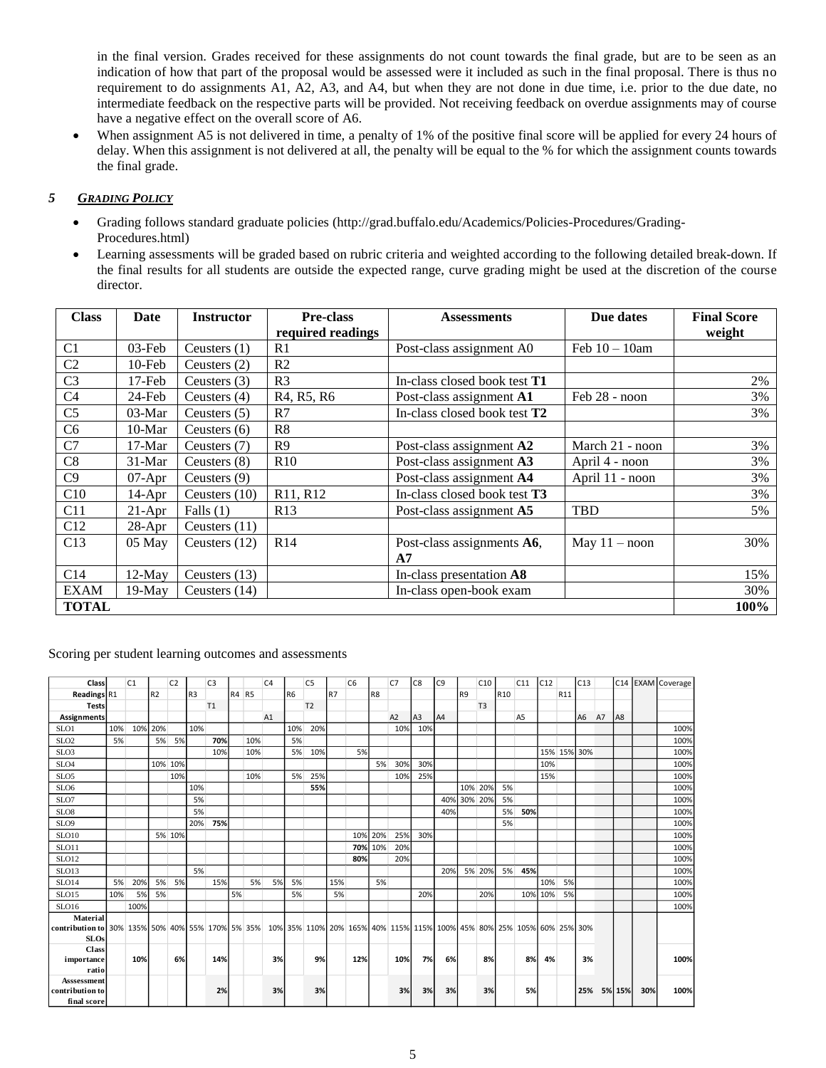in the final version. Grades received for these assignments do not count towards the final grade, but are to be seen as an indication of how that part of the proposal would be assessed were it included as such in the final proposal. There is thus no requirement to do assignments A1, A2, A3, and A4, but when they are not done in due time, i.e. prior to the due date, no intermediate feedback on the respective parts will be provided. Not receiving feedback on overdue assignments may of course have a negative effect on the overall score of A6.

- When assignment A5 is not delivered in time, a penalty of 1% of the positive final score will be applied for every 24 hours of delay. When this assignment is not delivered at all, the penalty will be equal to the % for which the assignment counts towards the final grade.

## 5 *GRADING POLICY*

- Grading follows standard graduate policies (http://grad.buffalo.edu/Academics/Policies-Procedures/Grading-Procedures.html)
- Learning assessments will be graded based on rubric criteria and weighted according to the following detailed break-down. If the final results for all students are outside the expected range, curve grading might be used at the discretion of the course director.

| Class | Date | Instructor | Pre-class required readings | Assessments | Due dates | Final Score weight |
|---|---|---|---|---|---|---|
| C1 | 03-Feb | Ceusters (1) | R1 | Post-class assignment A0 | Feb 10 – 10am | |
| C2 | 10-Feb | Ceusters (2) | R2 | | | |
| C3 | 17-Feb | Ceusters (3) | R3 | In-class closed book test **T1** | | 2% |
| C4 | 24-Feb | Ceusters (4) | R4, R5, R6 | Post-class assignment **A1** | Feb 28 - noon | 3% |
| C5 | 03-Mar | Ceusters (5) | R7 | In-class closed book test **T2** | | 3% |
| C6 | 10-Mar | Ceusters (6) | R8 | | | |
| C7 | 17-Mar | Ceusters (7) | R9 | Post-class assignment **A2** | March 21 - noon | 3% |
| C8 | 31-Mar | Ceusters (8) | R10 | Post-class assignment **A3** | April 4 - noon | 3% |
| C9 | 07-Apr | Ceusters (9) | | Post-class assignment **A4** | April 11 - noon | 3% |
| C10 | 14-Apr | Ceusters (10) | R11, R12 | In-class closed book test **T3** | | 3% |
| C11 | 21-Apr | Falls (1) | R13 | Post-class assignment **A5** | TBD | 5% |
| C12 | 28-Apr | Ceusters (11) | | | | |
| C13 | 05 May | Ceusters (12) | R14 | Post-class assignments **A6**, **A7** | May 11 – noon | 30% |
| C14 | 12-May | Ceusters (13) | | In-class presentation **A8** | | 15% |
| EXAM | 19-May | Ceusters (14) | | In-class open-book exam | | 30% |
| **TOTAL** | | | | | | **100%** |

Scoring per student learning outcomes and assessments

| Class | | C1 | | C2 | | C3 | | | C4 | | C5 | | C6 | | C7 | C8 | C9 | | C10 | | C11 | C12 | | C13 | | C14 | EXAM | Coverage |
|---|---|---|---|---|---|---|---|---|---|---|---|---|---|---|---|---|---|---|---|---|---|---|---|---|---|---|---|---|
| Readings | R1 | | R2 | | R3 | | R4 | R5 | | R6 | | R7 | | R8 | | | | R9 | | R10 | | | R11 | | | | | |
| Tests | | | | | | T1 | | | | | T2 | | | | | | | | T3 | | | | | | | | | |
| Assignments | | | | | | | | | A1 | | | | | | A2 | A3 | A4 | | | | A5 | | | A6 | A7 | A8 | | |
| SLO1 | 10% | 10% | 20% | | 10% | | | | | 10% | 20% | | | | 10% | 10% | | | | | | | | | | | | 100% |
| SLO2 | 5% | | 5% | 5% | | 70% | | 10% | | 5% | | | | | | | | | | | | | | | | | | 100% |
| SLO3 | | | | | | 10% | | 10% | | 5% | 10% | | 5% | | | | | | | | | 15% | 15% | 30% | | | | 100% |
| SLO4 | | | 10% | 10% | | | | | | | | | | 5% | 30% | 30% | | | | | | 10% | | | | | | 100% |
| SLO5 | | | | 10% | | | | 10% | | 5% | 25% | | | | 10% | 25% | | | | | | 15% | | | | | | 100% |
| SLO6 | | | | | 10% | | | | | | 55% | | | | | | | 10% | 20% | 5% | | | | | | | | 100% |
| SLO7 | | | | | 5% | | | | | | | | | | | | 40% | 30% | 20% | 5% | | | | | | | | 100% |
| SLO8 | | | | | 5% | | | | | | | | | | | | 40% | | | 5% | 50% | | | | | | | 100% |
| SLO9 | | | | | 20% | 75% | | | | | | | | | | | | | | 5% | | | | | | | | 100% |
| SLO10 | | | 5% | 10% | | | | | | | | | 10% | 20% | 25% | 30% | | | | | | | | | | | | 100% |
| SLO11 | | | | | | | | | | | | | 70% | 10% | 20% | | | | | | | | | | | | | 100% |
| SLO12 | | | | | | | | | | | | | 80% | | 20% | | | | | | | | | | | | | 100% |
| SLO13 | | | | | 5% | | | | | | | | | | | | 20% | 5% | 20% | 5% | 45% | | | | | | | 100% |
| SLO14 | 5% | 20% | 5% | 5% | | 15% | | 5% | 5% | 5% | | 15% | | 5% | | | | | | | | 10% | 5% | | | | | 100% |
| SLO15 | 10% | 5% | 5% | | | | 5% | | | 5% | | 5% | | | | 20% | | | 20% | | 10% | 10% | 5% | | | | | 100% |
| SLO16 | | 100% | | | | | | | | | | | | | | | | | | | | | | | | | | 100% |
| Material contribution to SLOs | 30% | 135% | 50% | 40% | 55% | 170% | 5% | 35% | 10% | 35% | 110% | 20% | 165% | 40% | 115% | 115% | 100% | 45% | 80% | 25% | 105% | 60% | 25% | 30% | | | | |
| Class importance ratio | | 10% | | 6% | | 14% | | | 3% | | 9% | | 12% | | 10% | 7% | 6% | | 8% | | 8% | 4% | | 3% | | | | 100% |
| Asssessment contribution to final score | | | | | | 2% | | | 3% | | 3% | | | | 3% | 3% | 3% | | 3% | | 5% | | | 25% | 5% | 15% | 30% | 100% |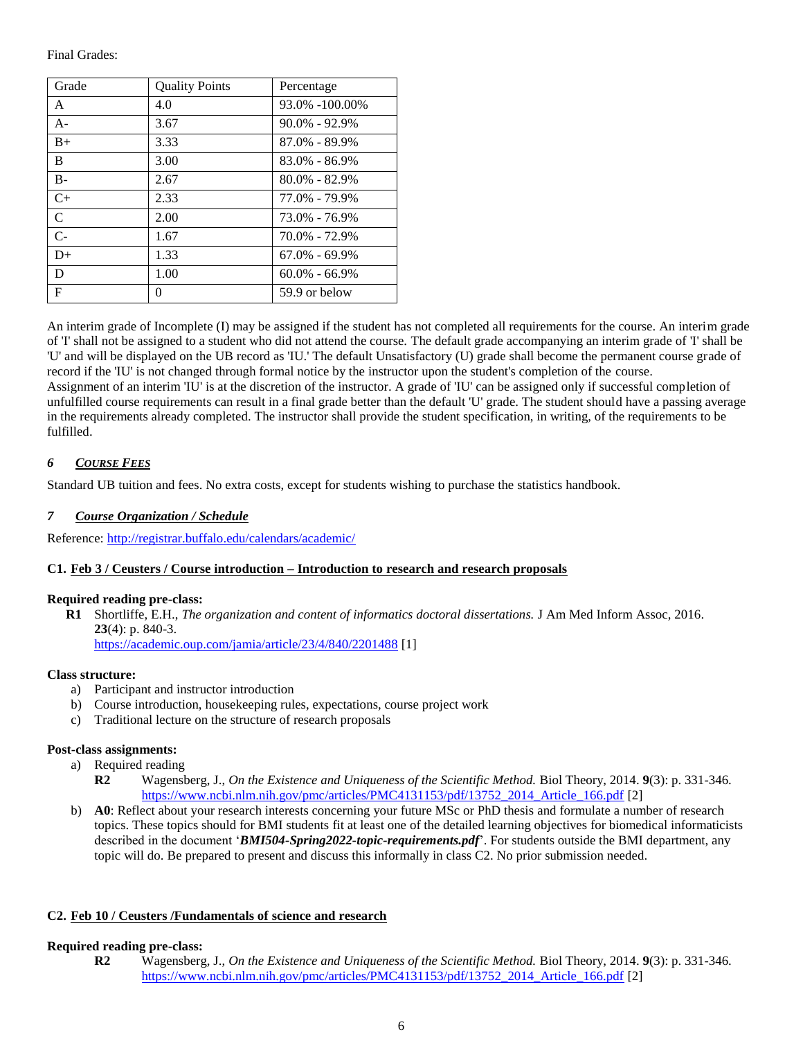Final Grades:

| Grade | Quality Points | Percentage |
|---|---|---|
| A | 4.0 | 93.0% -100.00% |
| A- | 3.67 | 90.0% - 92.9% |
| B+ | 3.33 | 87.0% - 89.9% |
| B | 3.00 | 83.0% - 86.9% |
| B- | 2.67 | 80.0% - 82.9% |
| C+ | 2.33 | 77.0% - 79.9% |
| C | 2.00 | 73.0% - 76.9% |
| C- | 1.67 | 70.0% - 72.9% |
| D+ | 1.33 | 67.0% - 69.9% |
| D | 1.00 | 60.0% - 66.9% |
| F | 0 | 59.9 or below |

An interim grade of Incomplete (I) may be assigned if the student has not completed all requirements for the course. An interim grade of 'I' shall not be assigned to a student who did not attend the course. The default grade accompanying an interim grade of 'I' shall be 'U' and will be displayed on the UB record as 'IU.' The default Unsatisfactory (U) grade shall become the permanent course grade of record if the 'IU' is not changed through formal notice by the instructor upon the student's completion of the course.
Assignment of an interim 'IU' is at the discretion of the instructor. A grade of 'IU' can be assigned only if successful completion of unfulfilled course requirements can result in a final grade better than the default 'U' grade. The student should have a passing average in the requirements already completed. The instructor shall provide the student specification, in writing, of the requirements to be fulfilled.

## 6 *Course Fees*

Standard UB tuition and fees. No extra costs, except for students wishing to purchase the statistics handbook.

## 7 *Course Organization / Schedule*

Reference: http://registrar.buffalo.edu/calendars/academic/

### C1. Feb 3 / Ceusters / Course introduction – Introduction to research and research proposals

**Required reading pre-class:**

- **R1** Shortliffe, E.H., *The organization and content of informatics doctoral dissertations.* J Am Med Inform Assoc, 2016. **23**(4): p. 840-3. https://academic.oup.com/jamia/article/23/4/840/2201488 [1]

**Class structure:**

a) Participant and instructor introduction
b) Course introduction, housekeeping rules, expectations, course project work
c) Traditional lecture on the structure of research proposals

**Post-class assignments:**

a) Required reading
   - **R2** Wagensberg, J., *On the Existence and Uniqueness of the Scientific Method.* Biol Theory, 2014. **9**(3): p. 331-346. https://www.ncbi.nlm.nih.gov/pmc/articles/PMC4131153/pdf/13752_2014_Article_166.pdf [2]
b) **A0**: Reflect about your research interests concerning your future MSc or PhD thesis and formulate a number of research topics. These topics should for BMI students fit at least one of the detailed learning objectives for biomedical informaticists described in the document '***BMI504-Spring2022-topic-requirements.pdf***'. For students outside the BMI department, any topic will do. Be prepared to present and discuss this informally in class C2. No prior submission needed.

### C2. Feb 10 / Ceusters /Fundamentals of science and research

**Required reading pre-class:**

- **R2** Wagensberg, J., *On the Existence and Uniqueness of the Scientific Method.* Biol Theory, 2014. **9**(3): p. 331-346. https://www.ncbi.nlm.nih.gov/pmc/articles/PMC4131153/pdf/13752_2014_Article_166.pdf [2]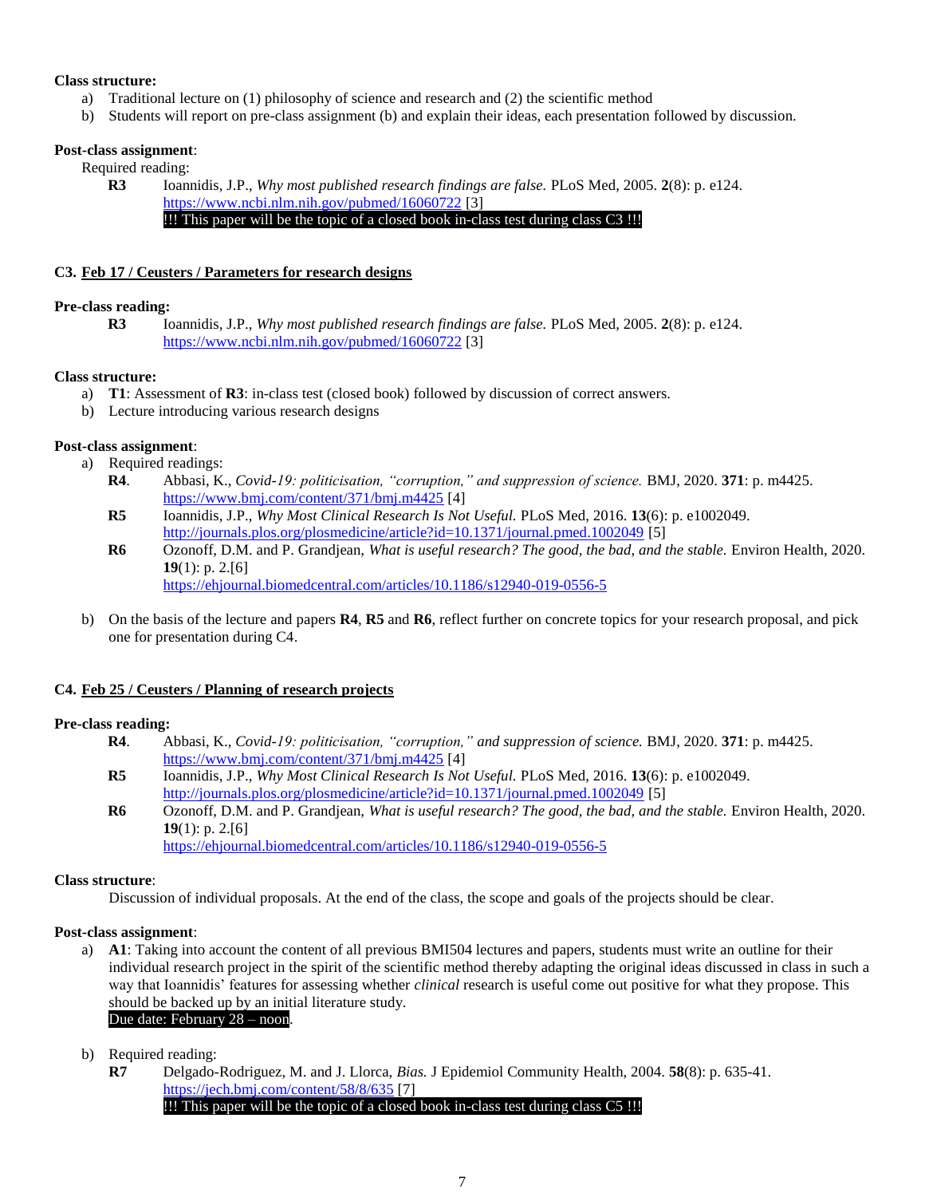**Class structure:**

a) Traditional lecture on (1) philosophy of science and research and (2) the scientific method
b) Students will report on pre-class assignment (b) and explain their ideas, each presentation followed by discussion.

**Post-class assignment**:

Required reading:

**R3** Ioannidis, J.P., *Why most published research findings are false.* PLoS Med, 2005. **2**(8): p. e124. https://www.ncbi.nlm.nih.gov/pubmed/16060722 [3]
!!! This paper will be the topic of a closed book in-class test during class C3 !!!

### C3. Feb 17 / Ceusters / Parameters for research designs

**Pre-class reading:**

**R3** Ioannidis, J.P., *Why most published research findings are false.* PLoS Med, 2005. **2**(8): p. e124. https://www.ncbi.nlm.nih.gov/pubmed/16060722 [3]

**Class structure:**

a) **T1**: Assessment of **R3**: in-class test (closed book) followed by discussion of correct answers.
b) Lecture introducing various research designs

**Post-class assignment**:

a) Required readings:
   - **R4**. Abbasi, K., *Covid-19: politicisation, "corruption," and suppression of science.* BMJ, 2020. **371**: p. m4425. https://www.bmj.com/content/371/bmj.m4425 [4]
   - **R5** Ioannidis, J.P., *Why Most Clinical Research Is Not Useful.* PLoS Med, 2016. **13**(6): p. e1002049. http://journals.plos.org/plosmedicine/article?id=10.1371/journal.pmed.1002049 [5]
   - **R6** Ozonoff, D.M. and P. Grandjean, *What is useful research? The good, the bad, and the stable.* Environ Health, 2020. **19**(1): p. 2.[6] https://ehjournal.biomedcentral.com/articles/10.1186/s12940-019-0556-5

b) On the basis of the lecture and papers **R4**, **R5** and **R6**, reflect further on concrete topics for your research proposal, and pick one for presentation during C4.

### C4. Feb 25 / Ceusters / Planning of research projects

**Pre-class reading:**

**R4**. Abbasi, K., *Covid-19: politicisation, "corruption," and suppression of science.* BMJ, 2020. **371**: p. m4425. https://www.bmj.com/content/371/bmj.m4425 [4]

**R5** Ioannidis, J.P., *Why Most Clinical Research Is Not Useful.* PLoS Med, 2016. **13**(6): p. e1002049. http://journals.plos.org/plosmedicine/article?id=10.1371/journal.pmed.1002049 [5]

**R6** Ozonoff, D.M. and P. Grandjean, *What is useful research? The good, the bad, and the stable.* Environ Health, 2020. **19**(1): p. 2.[6] https://ehjournal.biomedcentral.com/articles/10.1186/s12940-019-0556-5

**Class structure**:

Discussion of individual proposals. At the end of the class, the scope and goals of the projects should be clear.

**Post-class assignment**:

a) **A1**: Taking into account the content of all previous BMI504 lectures and papers, students must write an outline for their individual research project in the spirit of the scientific method thereby adapting the original ideas discussed in class in such a way that Ioannidis' features for assessing whether *clinical* research is useful come out positive for what they propose. This should be backed up by an initial literature study.
   Due date: February 28 – noon.

b) Required reading:
   - **R7** Delgado-Rodriguez, M. and J. Llorca, *Bias.* J Epidemiol Community Health, 2004. **58**(8): p. 635-41. https://jech.bmj.com/content/58/8/635 [7]
     !!! This paper will be the topic of a closed book in-class test during class C5 !!!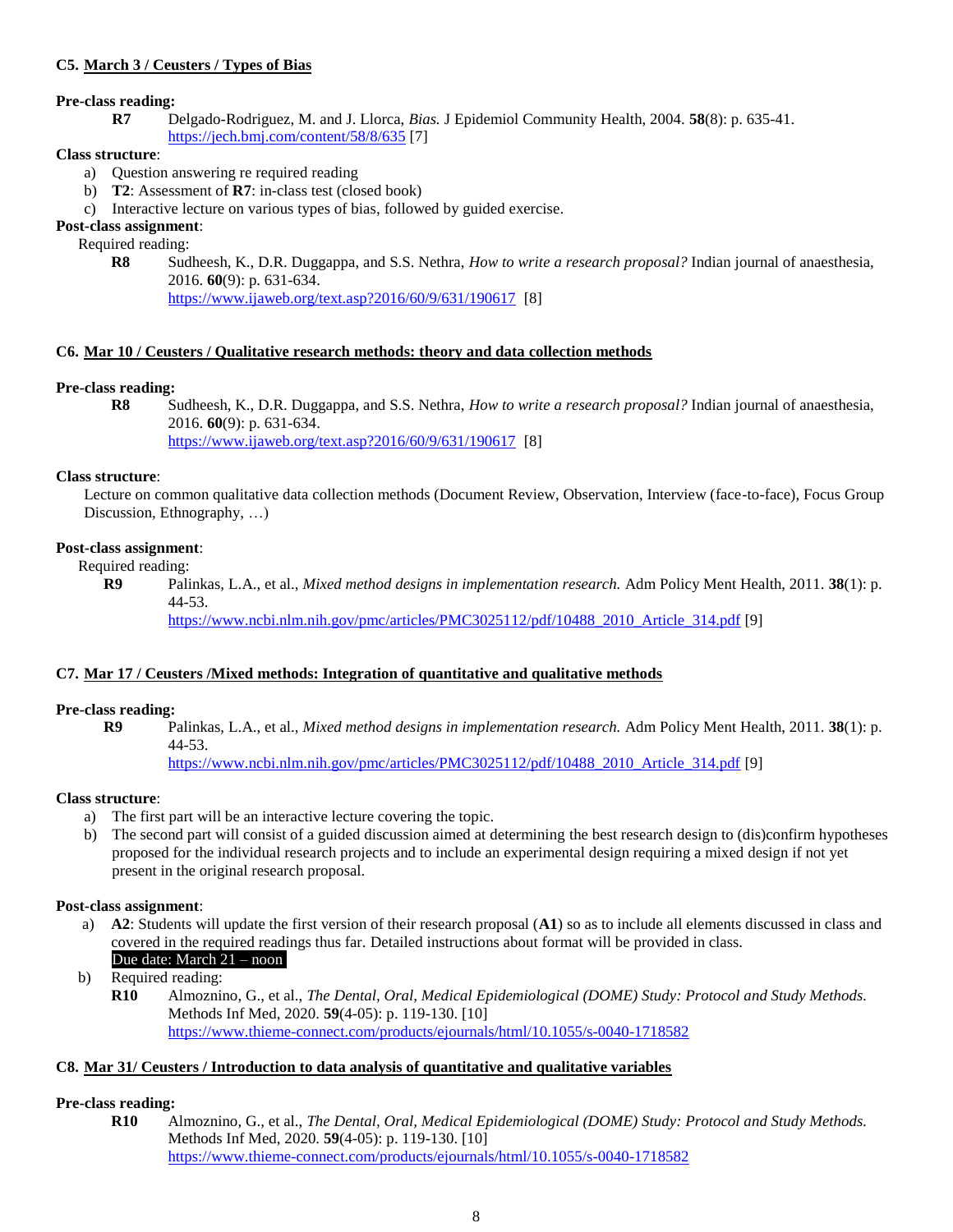### C5. March 3 / Ceusters / Types of Bias

**Pre-class reading:**

**R7** Delgado-Rodriguez, M. and J. Llorca, *Bias.* J Epidemiol Community Health, 2004. **58**(8): p. 635-41. https://jech.bmj.com/content/58/8/635 [7]

**Class structure**:

a) Question answering re required reading
b) **T2**: Assessment of **R7**: in-class test (closed book)
c) Interactive lecture on various types of bias, followed by guided exercise.

**Post-class assignment**:

Required reading:

**R8** Sudheesh, K., D.R. Duggappa, and S.S. Nethra, *How to write a research proposal?* Indian journal of anaesthesia, 2016. **60**(9): p. 631-634. https://www.ijaweb.org/text.asp?2016/60/9/631/190617 [8]

### C6. Mar 10 / Ceusters / Qualitative research methods: theory and data collection methods

**Pre-class reading:**

**R8** Sudheesh, K., D.R. Duggappa, and S.S. Nethra, *How to write a research proposal?* Indian journal of anaesthesia, 2016. **60**(9): p. 631-634. https://www.ijaweb.org/text.asp?2016/60/9/631/190617 [8]

**Class structure**:

Lecture on common qualitative data collection methods (Document Review, Observation, Interview (face-to-face), Focus Group Discussion, Ethnography, …)

**Post-class assignment**:

Required reading:

**R9** Palinkas, L.A., et al., *Mixed method designs in implementation research.* Adm Policy Ment Health, 2011. **38**(1): p. 44-53. https://www.ncbi.nlm.nih.gov/pmc/articles/PMC3025112/pdf/10488_2010_Article_314.pdf [9]

### C7. Mar 17 / Ceusters /Mixed methods: Integration of quantitative and qualitative methods

**Pre-class reading:**

**R9** Palinkas, L.A., et al., *Mixed method designs in implementation research.* Adm Policy Ment Health, 2011. **38**(1): p. 44-53. https://www.ncbi.nlm.nih.gov/pmc/articles/PMC3025112/pdf/10488_2010_Article_314.pdf [9]

**Class structure**:

a) The first part will be an interactive lecture covering the topic.
b) The second part will consist of a guided discussion aimed at determining the best research design to (dis)confirm hypotheses proposed for the individual research projects and to include an experimental design requiring a mixed design if not yet present in the original research proposal.

**Post-class assignment**:

a) **A2**: Students will update the first version of their research proposal (**A1**) so as to include all elements discussed in class and covered in the required readings thus far. Detailed instructions about format will be provided in class.
Due date: March 21 – noon
b) Required reading:
**R10** Almoznino, G., et al., *The Dental, Oral, Medical Epidemiological (DOME) Study: Protocol and Study Methods.* Methods Inf Med, 2020. **59**(4-05): p. 119-130. [10] https://www.thieme-connect.com/products/ejournals/html/10.1055/s-0040-1718582

### C8. Mar 31/ Ceusters / Introduction to data analysis of quantitative and qualitative variables

**Pre-class reading:**

**R10** Almoznino, G., et al., *The Dental, Oral, Medical Epidemiological (DOME) Study: Protocol and Study Methods.* Methods Inf Med, 2020. **59**(4-05): p. 119-130. [10] https://www.thieme-connect.com/products/ejournals/html/10.1055/s-0040-1718582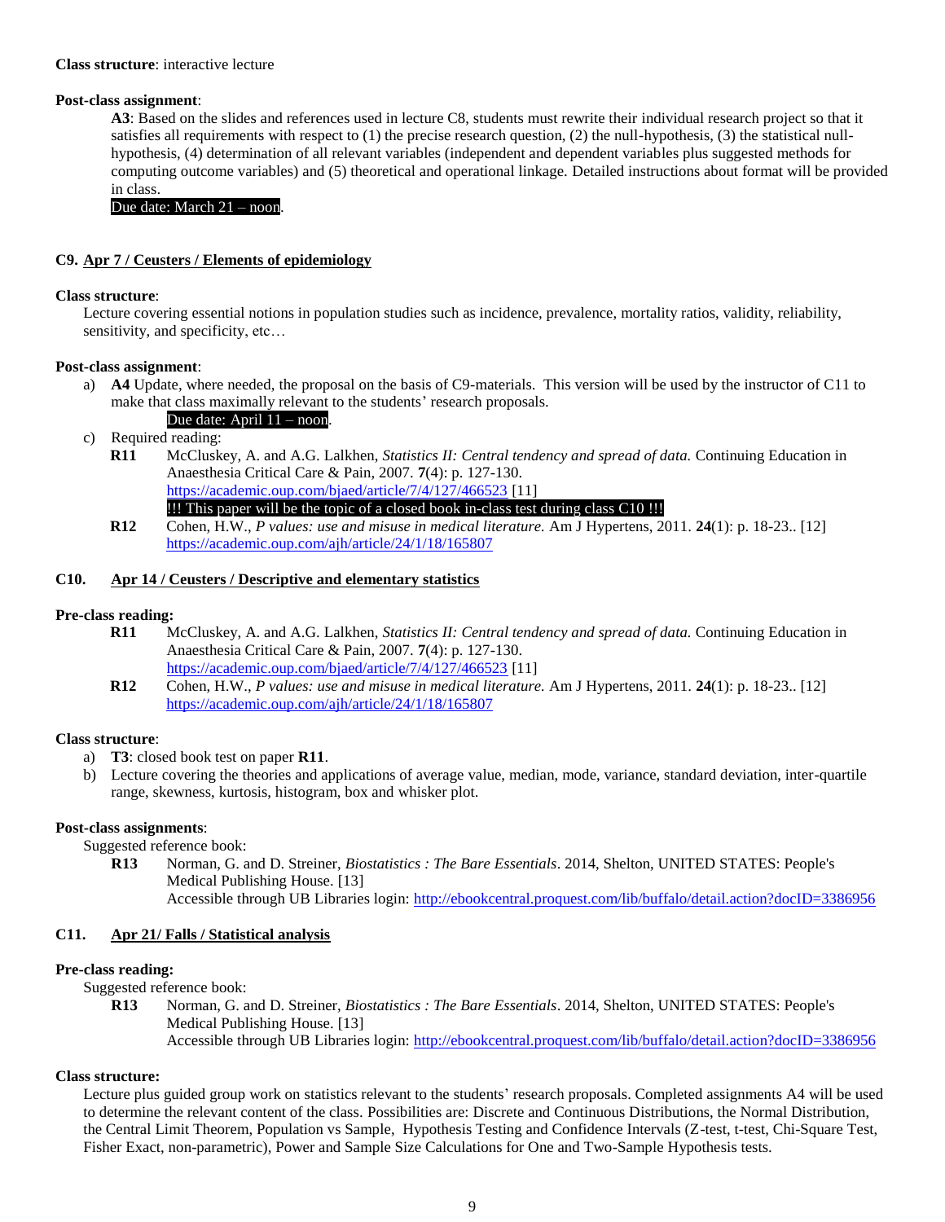**Class structure**: interactive lecture

**Post-class assignment**:

**A3**: Based on the slides and references used in lecture C8, students must rewrite their individual research project so that it satisfies all requirements with respect to (1) the precise research question, (2) the null-hypothesis, (3) the statistical null-hypothesis, (4) determination of all relevant variables (independent and dependent variables plus suggested methods for computing outcome variables) and (5) theoretical and operational linkage. Detailed instructions about format will be provided in class.

**Due date: March 21 – noon**.

### C9. Apr 7 / Ceusters / Elements of epidemiology

**Class structure**:

Lecture covering essential notions in population studies such as incidence, prevalence, mortality ratios, validity, reliability, sensitivity, and specificity, etc…

**Post-class assignment**:

a) **A4** Update, where needed, the proposal on the basis of C9-materials. This version will be used by the instructor of C11 to make that class maximally relevant to the students' research proposals.

   **Due date: April 11 – noon**.

c) Required reading:

   **R11** McCluskey, A. and A.G. Lalkhen, *Statistics II: Central tendency and spread of data.* Continuing Education in Anaesthesia Critical Care & Pain, 2007. **7**(4): p. 127-130. https://academic.oup.com/bjaed/article/7/4/127/466523 [11]
   **!!! This paper will be the topic of a closed book in-class test during class C10 !!!**

   **R12** Cohen, H.W., *P values: use and misuse in medical literature.* Am J Hypertens, 2011. **24**(1): p. 18-23.. [12] https://academic.oup.com/ajh/article/24/1/18/165807

### C10. Apr 14 / Ceusters / Descriptive and elementary statistics

**Pre-class reading:**

**R11** McCluskey, A. and A.G. Lalkhen, *Statistics II: Central tendency and spread of data.* Continuing Education in Anaesthesia Critical Care & Pain, 2007. **7**(4): p. 127-130. https://academic.oup.com/bjaed/article/7/4/127/466523 [11]

**R12** Cohen, H.W., *P values: use and misuse in medical literature.* Am J Hypertens, 2011. **24**(1): p. 18-23.. [12] https://academic.oup.com/ajh/article/24/1/18/165807

**Class structure**:

a) **T3**: closed book test on paper **R11**.
b) Lecture covering the theories and applications of average value, median, mode, variance, standard deviation, inter-quartile range, skewness, kurtosis, histogram, box and whisker plot.

**Post-class assignments**:

Suggested reference book:

**R13** Norman, G. and D. Streiner, *Biostatistics : The Bare Essentials*. 2014, Shelton, UNITED STATES: People's Medical Publishing House. [13]
Accessible through UB Libraries login: http://ebookcentral.proquest.com/lib/buffalo/detail.action?docID=3386956

### C11. Apr 21/ Falls / Statistical analysis

**Pre-class reading:**

Suggested reference book:

**R13** Norman, G. and D. Streiner, *Biostatistics : The Bare Essentials*. 2014, Shelton, UNITED STATES: People's Medical Publishing House. [13]
Accessible through UB Libraries login: http://ebookcentral.proquest.com/lib/buffalo/detail.action?docID=3386956

**Class structure:**

Lecture plus guided group work on statistics relevant to the students' research proposals. Completed assignments A4 will be used to determine the relevant content of the class. Possibilities are: Discrete and Continuous Distributions, the Normal Distribution, the Central Limit Theorem, Population vs Sample, Hypothesis Testing and Confidence Intervals (Z-test, t-test, Chi-Square Test, Fisher Exact, non-parametric), Power and Sample Size Calculations for One and Two-Sample Hypothesis tests.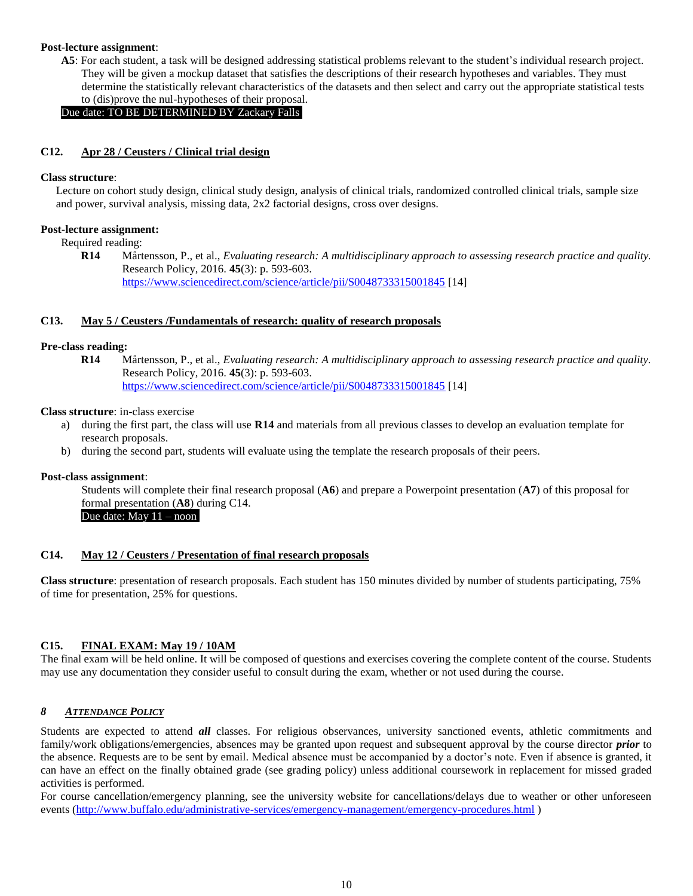**Post-lecture assignment**:

**A5**: For each student, a task will be designed addressing statistical problems relevant to the student's individual research project. They will be given a mockup dataset that satisfies the descriptions of their research hypotheses and variables. They must determine the statistically relevant characteristics of the datasets and then select and carry out the appropriate statistical tests to (dis)prove the nul-hypotheses of their proposal.

Due date: TO BE DETERMINED BY Zackary Falls

### C12. Apr 28 / Ceusters / Clinical trial design

**Class structure**:

Lecture on cohort study design, clinical study design, analysis of clinical trials, randomized controlled clinical trials, sample size and power, survival analysis, missing data, 2x2 factorial designs, cross over designs.

**Post-lecture assignment:**

Required reading:

**R14** Mårtensson, P., et al., *Evaluating research: A multidisciplinary approach to assessing research practice and quality.* Research Policy, 2016. **45**(3): p. 593-603. https://www.sciencedirect.com/science/article/pii/S0048733315001845 [14]

### C13. May 5 / Ceusters /Fundamentals of research: quality of research proposals

**Pre-class reading:**

**R14** Mårtensson, P., et al., *Evaluating research: A multidisciplinary approach to assessing research practice and quality.* Research Policy, 2016. **45**(3): p. 593-603. https://www.sciencedirect.com/science/article/pii/S0048733315001845 [14]

**Class structure**: in-class exercise

a) during the first part, the class will use **R14** and materials from all previous classes to develop an evaluation template for research proposals.
b) during the second part, students will evaluate using the template the research proposals of their peers.

**Post-class assignment**:

Students will complete their final research proposal (**A6**) and prepare a Powerpoint presentation (**A7**) of this proposal for formal presentation (**A8**) during C14.

Due date: May 11 – noon

### C14. May 12 / Ceusters / Presentation of final research proposals

**Class structure**: presentation of research proposals. Each student has 150 minutes divided by number of students participating, 75% of time for presentation, 25% for questions.

### C15. FINAL EXAM: May 19 / 10AM

The final exam will be held online. It will be composed of questions and exercises covering the complete content of the course. Students may use any documentation they consider useful to consult during the exam, whether or not used during the course.

## *8 Attendance Policy*

Students are expected to attend ***all*** classes. For religious observances, university sanctioned events, athletic commitments and family/work obligations/emergencies, absences may be granted upon request and subsequent approval by the course director ***prior*** to the absence. Requests are to be sent by email. Medical absence must be accompanied by a doctor's note. Even if absence is granted, it can have an effect on the finally obtained grade (see grading policy) unless additional coursework in replacement for missed graded activities is performed.

For course cancellation/emergency planning, see the university website for cancellations/delays due to weather or other unforeseen events (http://www.buffalo.edu/administrative-services/emergency-management/emergency-procedures.html )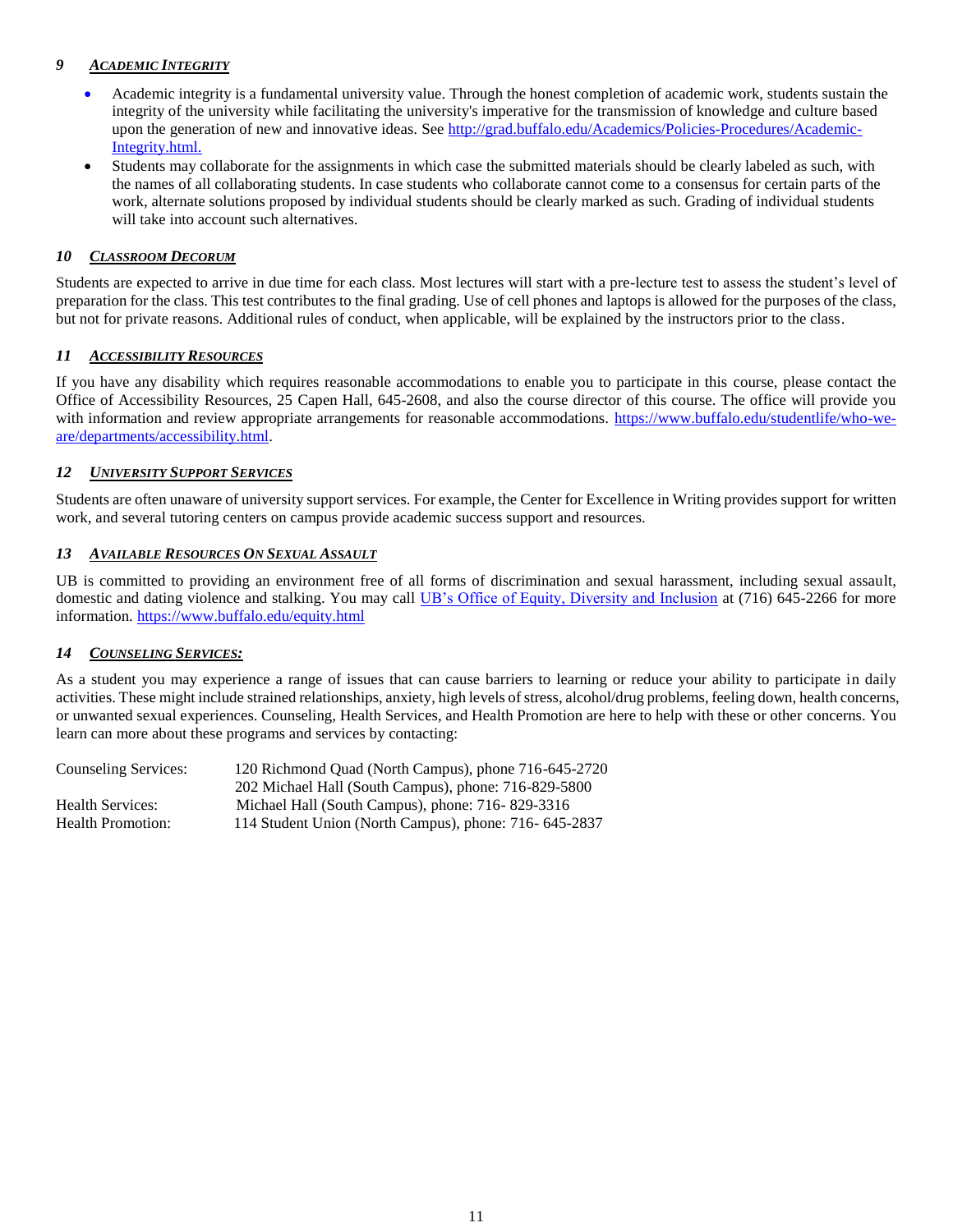## 9 *ACADEMIC INTEGRITY*

- Academic integrity is a fundamental university value. Through the honest completion of academic work, students sustain the integrity of the university while facilitating the university's imperative for the transmission of knowledge and culture based upon the generation of new and innovative ideas. See http://grad.buffalo.edu/Academics/Policies-Procedures/Academic-Integrity.html.
- Students may collaborate for the assignments in which case the submitted materials should be clearly labeled as such, with the names of all collaborating students. In case students who collaborate cannot come to a consensus for certain parts of the work, alternate solutions proposed by individual students should be clearly marked as such. Grading of individual students will take into account such alternatives.

## 10 *CLASSROOM DECORUM*

Students are expected to arrive in due time for each class. Most lectures will start with a pre-lecture test to assess the student's level of preparation for the class. This test contributes to the final grading. Use of cell phones and laptops is allowed for the purposes of the class, but not for private reasons. Additional rules of conduct, when applicable, will be explained by the instructors prior to the class.

## 11 *ACCESSIBILITY RESOURCES*

If you have any disability which requires reasonable accommodations to enable you to participate in this course, please contact the Office of Accessibility Resources, 25 Capen Hall, 645-2608, and also the course director of this course. The office will provide you with information and review appropriate arrangements for reasonable accommodations. https://www.buffalo.edu/studentlife/who-we-are/departments/accessibility.html.

## 12 *UNIVERSITY SUPPORT SERVICES*

Students are often unaware of university support services. For example, the Center for Excellence in Writing provides support for written work, and several tutoring centers on campus provide academic success support and resources.

## 13 *AVAILABLE RESOURCES ON SEXUAL ASSAULT*

UB is committed to providing an environment free of all forms of discrimination and sexual harassment, including sexual assault, domestic and dating violence and stalking. You may call UB's Office of Equity, Diversity and Inclusion at (716) 645-2266 for more information. https://www.buffalo.edu/equity.html

## 14 *COUNSELING SERVICES:*

As a student you may experience a range of issues that can cause barriers to learning or reduce your ability to participate in daily activities. These might include strained relationships, anxiety, high levels of stress, alcohol/drug problems, feeling down, health concerns, or unwanted sexual experiences. Counseling, Health Services, and Health Promotion are here to help with these or other concerns. You learn can more about these programs and services by contacting:

| | |
|---|---|
| Counseling Services: | 120 Richmond Quad (North Campus), phone 716-645-2720 |
| | 202 Michael Hall (South Campus), phone: 716-829-5800 |
| Health Services: | Michael Hall (South Campus), phone: 716- 829-3316 |
| Health Promotion: | 114 Student Union (North Campus), phone: 716- 645-2837 |